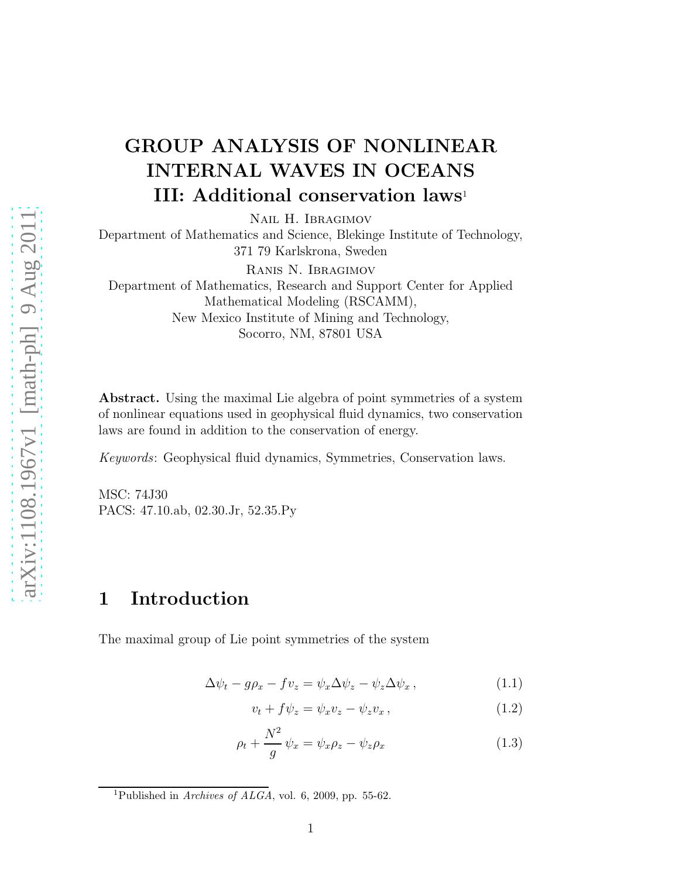# GROUP ANALYSIS OF NONLINEAR INTERNAL WAVES IN OCEANS

## III: Additional conservation laws[1]

Nail H. Ibragimov

Department of Mathematics and Science, Blekinge Institute of Technology, 371 79 Karlskrona, Sweden

Ranis N. Ibragimov

Department of Mathematics, Research and Support Center for Applied Mathematical Modeling (RSCAMM), New Mexico Institute of Mining and Technology, Socorro, NM, 87801 USA

**Abstract.** Using the maximal Lie algebra of point symmetries of a system of nonlinear equations used in geophysical fluid dynamics, two conservation laws are found in addition to the conservation of energy.

*Keywords*: Geophysical fluid dynamics, Symmetries, Conservation laws.

MSC: 74J30
PACS: 47.10.ab, 02.30.Jr, 52.35.Py

## 1 Introduction

The maximal group of Lie point symmetries of the system

$$\Delta\psi_t - g\rho_x - fv_z = \psi_x \Delta\psi_z - \psi_z \Delta\psi_x\,, \tag{1.1}$$

$$v_t + f\psi_z = \psi_x v_z - \psi_z v_x\,, \tag{1.2}$$

$$\rho_t + \frac{N^2}{g}\,\psi_x = \psi_x \rho_z - \psi_z \rho_x \tag{1.3}$$

[1] Published in *Archives of ALGA*, vol. 6, 2009, pp. 55-62.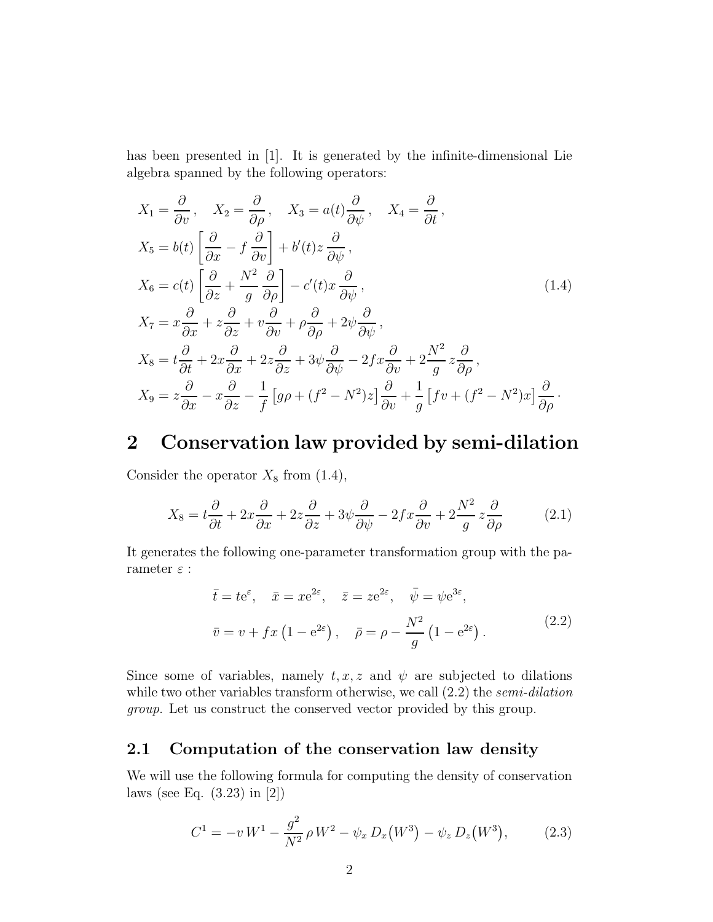has been presented in [1]. It is generated by the infinite-dimensional Lie algebra spanned by the following operators:

$$
\begin{aligned}
&X_1 = \frac{\partial}{\partial v}\,, \quad X_2 = \frac{\partial}{\partial \rho}\,, \quad X_3 = a(t)\frac{\partial}{\partial \psi}\,, \quad X_4 = \frac{\partial}{\partial t}\,,\\
&X_5 = b(t)\left[\frac{\partial}{\partial x} - f\,\frac{\partial}{\partial v}\right] + b'(t) z\,\frac{\partial}{\partial \psi}\,,\\
&X_6 = c(t)\left[\frac{\partial}{\partial z} + \frac{N^2}{g}\,\frac{\partial}{\partial \rho}\right] - c'(t) x\,\frac{\partial}{\partial \psi}\,,\\
&X_7 = x\frac{\partial}{\partial x} + z\frac{\partial}{\partial z} + v\frac{\partial}{\partial v} + \rho\frac{\partial}{\partial \rho} + 2\psi\frac{\partial}{\partial \psi}\,,\\
&X_8 = t\frac{\partial}{\partial t} + 2x\frac{\partial}{\partial x} + 2z\frac{\partial}{\partial z} + 3\psi\frac{\partial}{\partial \psi} - 2fx\frac{\partial}{\partial v} + 2\frac{N^2}{g}\,z\frac{\partial}{\partial \rho}\,,\\
&X_9 = z\frac{\partial}{\partial x} - x\frac{\partial}{\partial z} - \frac{1}{f}\left[g\rho + (f^2 - N^2)z\right]\frac{\partial}{\partial v} + \frac{1}{g}\left[fv + (f^2 - N^2)x\right]\frac{\partial}{\partial \rho}\,.
\end{aligned}
\tag{1.4}
$$

# 2 Conservation law provided by semi-dilation

Consider the operator $X_8$ from (1.4),

$$
X_8 = t\frac{\partial}{\partial t} + 2x\frac{\partial}{\partial x} + 2z\frac{\partial}{\partial z} + 3\psi\frac{\partial}{\partial \psi} - 2fx\frac{\partial}{\partial v} + 2\frac{N^2}{g}\,z\frac{\partial}{\partial \rho}
\tag{2.1}
$$

It generates the following one-parameter transformation group with the parameter $\varepsilon$ :

$$
\begin{aligned}
&\bar{t} = t\mathrm{e}^{\varepsilon}, \quad \bar{x} = x\mathrm{e}^{2\varepsilon}, \quad \bar{z} = z\mathrm{e}^{2\varepsilon}, \quad \bar{\psi} = \psi\mathrm{e}^{3\varepsilon},\\
&\bar{v} = v + fx\left(1 - \mathrm{e}^{2\varepsilon}\right), \quad \bar{\rho} = \rho - \frac{N^2}{g}\left(1 - \mathrm{e}^{2\varepsilon}\right).
\end{aligned}
\tag{2.2}
$$

Since some of variables, namely $t, x, z$ and $\psi$ are subjected to dilations while two other variables transform otherwise, we call (2.2) the *semi-dilation group*. Let us construct the conserved vector provided by this group.

## 2.1 Computation of the conservation law density

We will use the following formula for computing the density of conservation laws (see Eq. (3.23) in [2])

$$
C^1 = -v\,W^1 - \frac{g^2}{N^2}\,\rho\,W^2 - \psi_x\,D_x\big(W^3\big) - \psi_z\,D_z\big(W^3\big),
\tag{2.3}
$$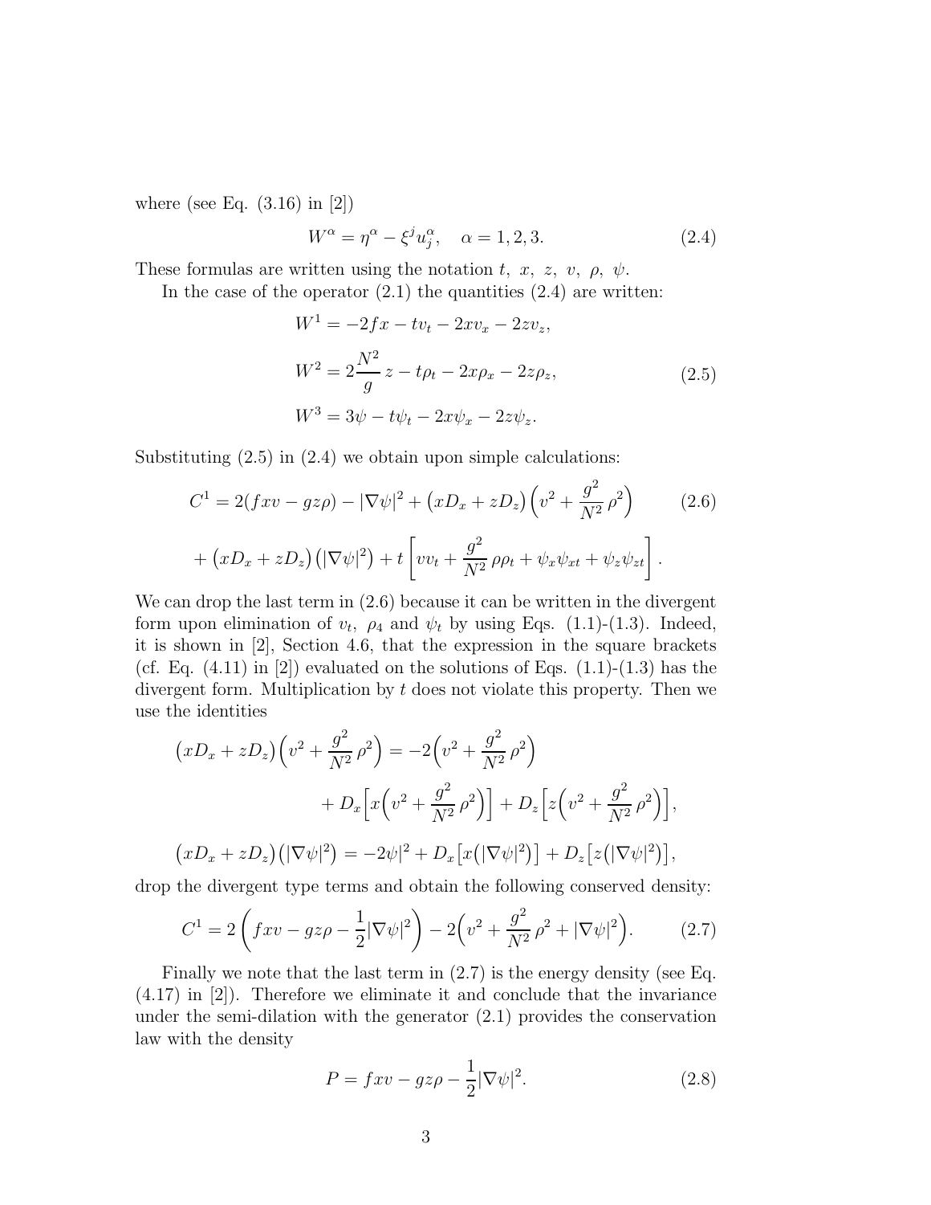where (see Eq. (3.16) in [2])

$$W^\alpha = \eta^\alpha - \xi^j u_j^\alpha, \quad \alpha = 1, 2, 3. \tag{2.4}$$

These formulas are written using the notation $t,\ x,\ z,\ v,\ \rho,\ \psi$.

In the case of the operator (2.1) the quantities (2.4) are written:

$$\begin{aligned} W^1 &= -2fx - tv_t - 2xv_x - 2zv_z, \\ W^2 &= 2\frac{N^2}{g}\, z - t\rho_t - 2x\rho_x - 2z\rho_z, \\ W^3 &= 3\psi - t\psi_t - 2x\psi_x - 2z\psi_z. \end{aligned} \tag{2.5}$$

Substituting (2.5) in (2.4) we obtain upon simple calculations:

$$\begin{aligned} C^1 = {} & 2(fxv - gz\rho) - |\nabla\psi|^2 + \big(xD_x + zD_z\big)\Big(v^2 + \frac{g^2}{N^2}\,\rho^2\Big) \\ & + \big(xD_x + zD_z\big)\big(|\nabla\psi|^2\big) + t\left[vv_t + \frac{g^2}{N^2}\,\rho\rho_t + \psi_x\psi_{xt} + \psi_z\psi_{zt}\right]. \end{aligned} \tag{2.6}$$

We can drop the last term in (2.6) because it can be written in the divergent form upon elimination of $v_t,\ \rho_4$ and $\psi_t$ by using Eqs. (1.1)-(1.3). Indeed, it is shown in [2], Section 4.6, that the expression in the square brackets (cf. Eq. (4.11) in [2]) evaluated on the solutions of Eqs. (1.1)-(1.3) has the divergent form. Multiplication by $t$ does not violate this property. Then we use the identities

$$\begin{aligned} \big(xD_x + zD_z\big)\Big(v^2 + \frac{g^2}{N^2}\,\rho^2\Big) &= -2\Big(v^2 + \frac{g^2}{N^2}\,\rho^2\Big) \\ &\quad + D_x\Big[x\Big(v^2 + \frac{g^2}{N^2}\,\rho^2\Big)\Big] + D_z\Big[z\Big(v^2 + \frac{g^2}{N^2}\,\rho^2\Big)\Big], \\ \big(xD_x + zD_z\big)\big(|\nabla\psi|^2\big) &= -2\psi|^2 + D_x\big[x\big(|\nabla\psi|^2\big)\big] + D_z\big[z\big(|\nabla\psi|^2\big)\big], \end{aligned}$$

drop the divergent type terms and obtain the following conserved density:

$$C^1 = 2\left(fxv - gz\rho - \frac{1}{2}|\nabla\psi|^2\right) - 2\Big(v^2 + \frac{g^2}{N^2}\,\rho^2 + |\nabla\psi|^2\Big). \tag{2.7}$$

Finally we note that the last term in (2.7) is the energy density (see Eq. (4.17) in [2]). Therefore we eliminate it and conclude that the invariance under the semi-dilation with the generator (2.1) provides the conservation law with the density

$$P = fxv - gz\rho - \frac{1}{2}|\nabla\psi|^2. \tag{2.8}$$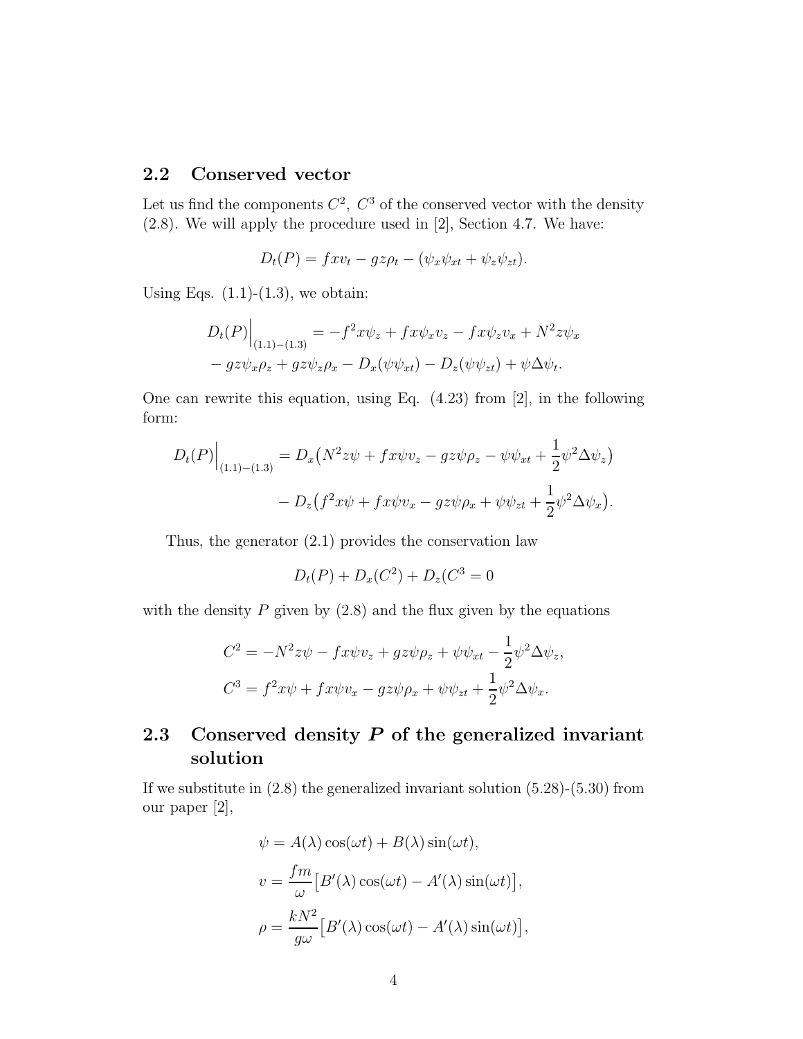### 2.2 Conserved vector

Let us find the components $C^2$, $C^3$ of the conserved vector with the density (2.8). We will apply the procedure used in [2], Section 4.7. We have:

$$D_t(P) = fxv_t - gz\rho_t - (\psi_x\psi_{xt} + \psi_z\psi_{zt}).$$

Using Eqs. (1.1)-(1.3), we obtain:

$$\begin{aligned} D_t(P)\Big|_{(1.1)-(1.3)} &= -f^2x\psi_z + fx\psi_x v_z - fx\psi_z v_x + N^2 z\psi_x \\ &- gz\psi_x\rho_z + gz\psi_z\rho_x - D_x(\psi\psi_{xt}) - D_z(\psi\psi_{zt}) + \psi\Delta\psi_t. \end{aligned}$$

One can rewrite this equation, using Eq. (4.23) from [2], in the following form:

$$\begin{aligned} D_t(P)\Big|_{(1.1)-(1.3)} &= D_x\big(N^2 z\psi + fx\psi v_z - gz\psi\rho_z - \psi\psi_{xt} + \frac{1}{2}\psi^2\Delta\psi_z\big) \\ &\quad - D_z\big(f^2x\psi + fx\psi v_x - gz\psi\rho_x + \psi\psi_{zt} + \frac{1}{2}\psi^2\Delta\psi_x\big). \end{aligned}$$

Thus, the generator (2.1) provides the conservation law

$$D_t(P) + D_x(C^2) + D_z(C^3 = 0$$

with the density $P$ given by (2.8) and the flux given by the equations

$$\begin{aligned} C^2 &= -N^2 z\psi - fx\psi v_z + gz\psi\rho_z + \psi\psi_{xt} - \frac{1}{2}\psi^2\Delta\psi_z, \\ C^3 &= f^2x\psi + fx\psi v_x - gz\psi\rho_x + \psi\psi_{zt} + \frac{1}{2}\psi^2\Delta\psi_x. \end{aligned}$$

### 2.3 Conserved density *P* of the generalized invariant solution

If we substitute in (2.8) the generalized invariant solution (5.28)-(5.30) from our paper [2],

$$\begin{aligned} \psi &= A(\lambda)\cos(\omega t) + B(\lambda)\sin(\omega t), \\ v &= \frac{fm}{\omega}\big[B'(\lambda)\cos(\omega t) - A'(\lambda)\sin(\omega t)\big], \\ \rho &= \frac{kN^2}{g\omega}\big[B'(\lambda)\cos(\omega t) - A'(\lambda)\sin(\omega t)\big], \end{aligned}$$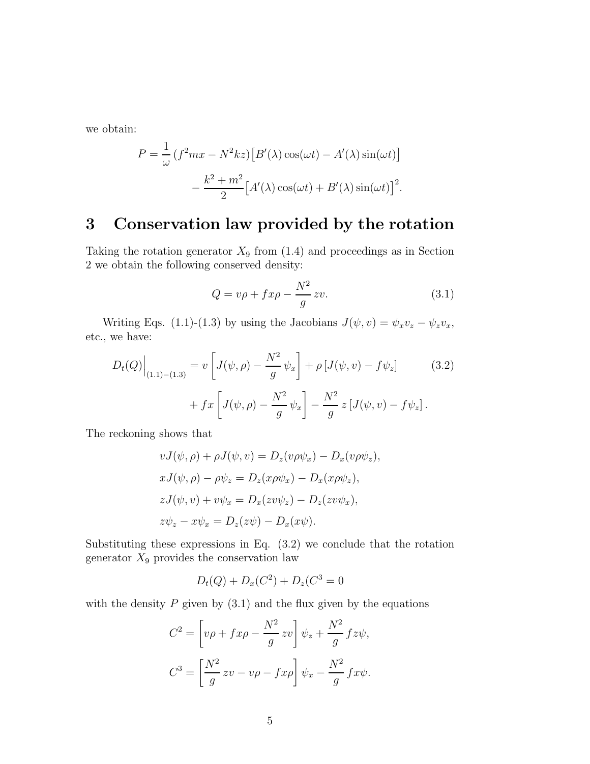we obtain:

$$P = \frac{1}{\omega}\,(f^2 mx - N^2 kz)\big[B'(\lambda)\cos(\omega t) - A'(\lambda)\sin(\omega t)\big] \\ - \frac{k^2+m^2}{2}\big[A'(\lambda)\cos(\omega t) + B'(\lambda)\sin(\omega t)\big]^2.$$

# 3 Conservation law provided by the rotation

Taking the rotation generator $X_9$ from (1.4) and proceedings as in Section 2 we obtain the following conserved density:

$$Q = v\rho + fx\rho - \frac{N^2}{g}\,zv. \tag{3.1}$$

Writing Eqs. (1.1)-(1.3) by using the Jacobians $J(\psi, v) = \psi_x v_z - \psi_z v_x$, etc., we have:

$$D_t(Q)\Big|_{(1.1)-(1.3)} = v\left[J(\psi,\rho) - \frac{N^2}{g}\,\psi_x\right] + \rho\left[J(\psi,v) - f\psi_z\right] \\ + fx\left[J(\psi,\rho) - \frac{N^2}{g}\,\psi_x\right] - \frac{N^2}{g}\,z\left[J(\psi,v) - f\psi_z\right]. \tag{3.2}$$

The reckoning shows that

$$vJ(\psi,\rho) + \rho J(\psi,v) = D_z(v\rho\psi_x) - D_x(v\rho\psi_z),$$

$$xJ(\psi,\rho) - \rho\psi_z = D_z(x\rho\psi_x) - D_x(x\rho\psi_z),$$

$$zJ(\psi,v) + v\psi_x = D_x(zv\psi_z) - D_z(zv\psi_x),$$

$$z\psi_z - x\psi_x = D_z(z\psi) - D_x(x\psi).$$

Substituting these expressions in Eq. (3.2) we conclude that the rotation generator $X_9$ provides the conservation law

$$D_t(Q) + D_x(C^2) + D_z(C^3 = 0$$

with the density $P$ given by (3.1) and the flux given by the equations

$$C^2 = \left[v\rho + fx\rho - \frac{N^2}{g}\,zv\right]\psi_z + \frac{N^2}{g}\,fz\psi,$$

$$C^3 = \left[\frac{N^2}{g}\,zv - v\rho - fx\rho\right]\psi_x - \frac{N^2}{g}\,fx\psi.$$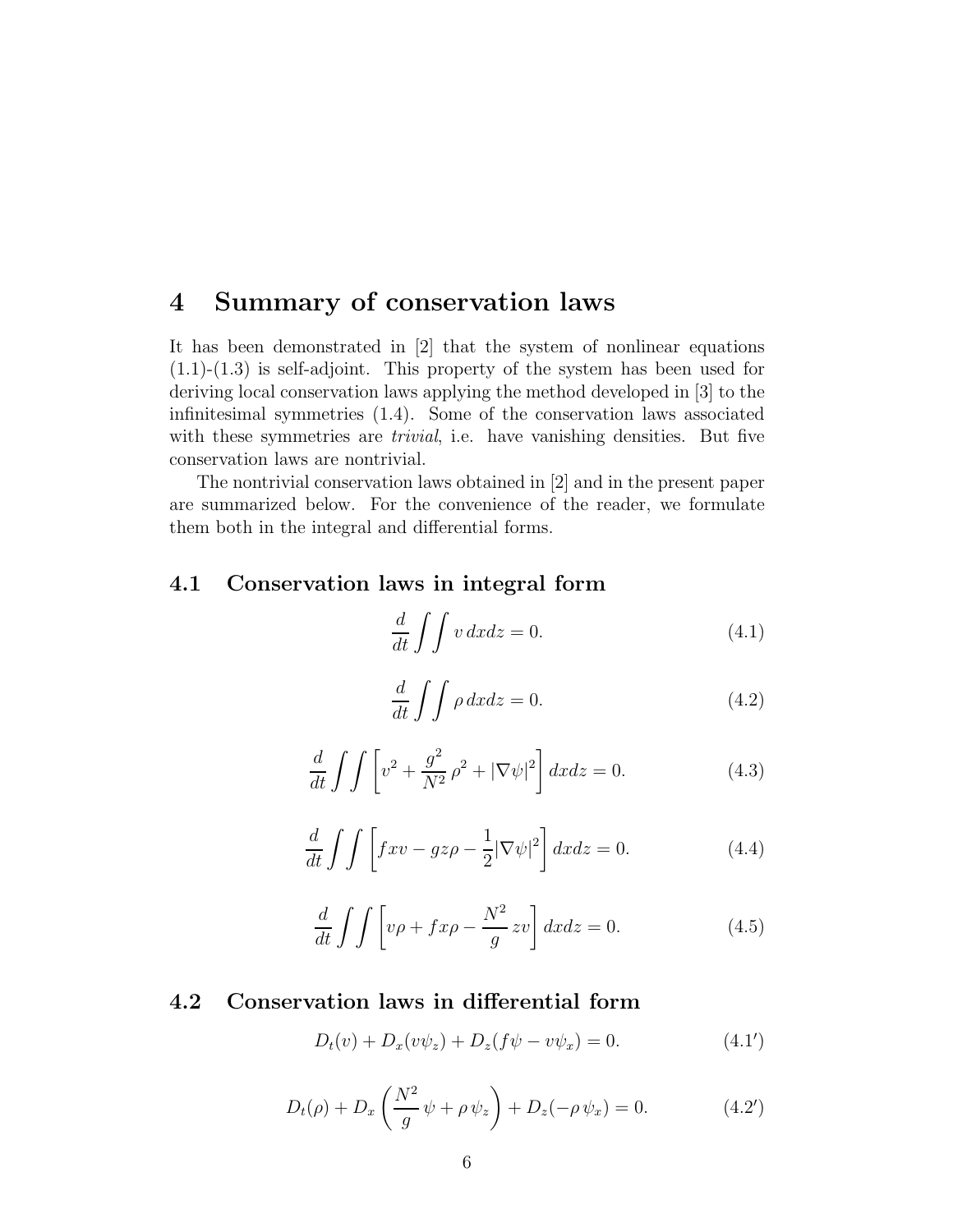# 4 Summary of conservation laws

It has been demonstrated in [2] that the system of nonlinear equations (1.1)-(1.3) is self-adjoint. This property of the system has been used for deriving local conservation laws applying the method developed in [3] to the infinitesimal symmetries (1.4). Some of the conservation laws associated with these symmetries are *trivial*, i.e. have vanishing densities. But five conservation laws are nontrivial.

The nontrivial conservation laws obtained in [2] and in the present paper are summarized below. For the convenience of the reader, we formulate them both in the integral and differential forms.

## 4.1 Conservation laws in integral form

$$\frac{d}{dt}\int\int v\,dxdz = 0. \tag{4.1}$$

$$\frac{d}{dt}\int\int \rho\,dxdz = 0. \tag{4.2}$$

$$\frac{d}{dt}\int\int \left[v^2 + \frac{g^2}{N^2}\,\rho^2 + |\nabla\psi|^2\right] dxdz = 0. \tag{4.3}$$

$$\frac{d}{dt}\int\int \left[fxv - gz\rho - \frac{1}{2}|\nabla\psi|^2\right] dxdz = 0. \tag{4.4}$$

$$\frac{d}{dt}\int\int \left[v\rho + fx\rho - \frac{N^2}{g}\,zv\right] dxdz = 0. \tag{4.5}$$

## 4.2 Conservation laws in differential form

$$D_t(v) + D_x(v\psi_z) + D_z(f\psi - v\psi_x) = 0. \tag{4.1$'$}$$

$$D_t(\rho) + D_x\left(\frac{N^2}{g}\,\psi + \rho\,\psi_z\right) + D_z(-\rho\,\psi_x) = 0. \tag{4.2$'$}$$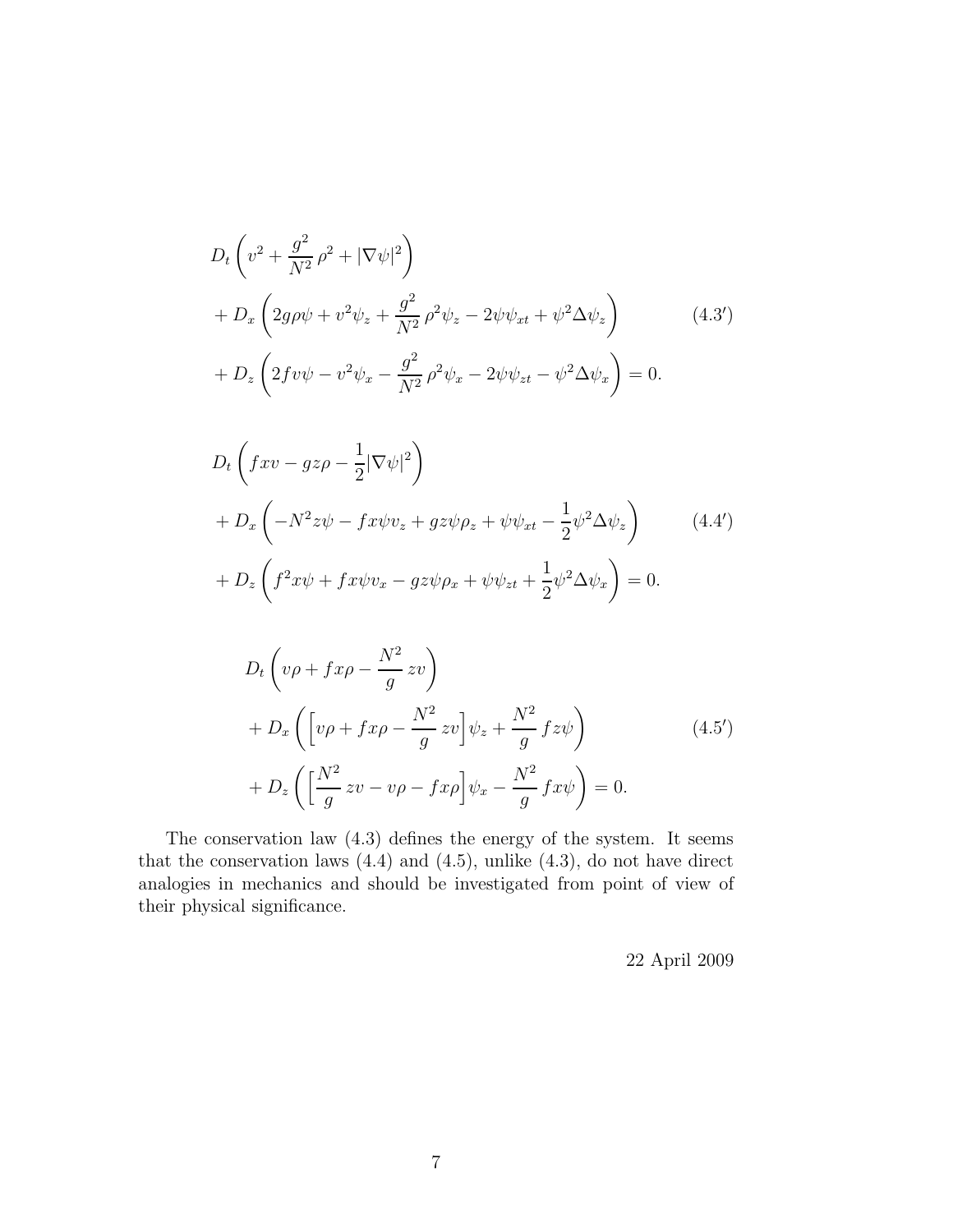$$
\begin{aligned}
& D_t\left(v^2 + \frac{g^2}{N^2}\,\rho^2 + |\nabla\psi|^2\right) \\
& + D_x\left(2g\rho\psi + v^2\psi_z + \frac{g^2}{N^2}\,\rho^2\psi_z - 2\psi\psi_{xt} + \psi^2\Delta\psi_z\right) \\
& + D_z\left(2fv\psi - v^2\psi_x - \frac{g^2}{N^2}\,\rho^2\psi_x - 2\psi\psi_{zt} - \psi^2\Delta\psi_x\right) = 0.
\end{aligned}
\tag{4.3$'$}
$$

$$
\begin{aligned}
& D_t\left(fxv - gz\rho - \frac{1}{2}|\nabla\psi|^2\right) \\
& + D_x\left(-N^2 z\psi - fx\psi v_z + gz\psi\rho_z + \psi\psi_{xt} - \frac{1}{2}\psi^2\Delta\psi_z\right) \\
& + D_z\left(f^2 x\psi + fx\psi v_x - gz\psi\rho_x + \psi\psi_{zt} + \frac{1}{2}\psi^2\Delta\psi_x\right) = 0.
\end{aligned}
\tag{4.4$'$}
$$

$$
\begin{aligned}
& D_t\left(v\rho + fx\rho - \frac{N^2}{g}\,zv\right) \\
& + D_x\left(\Big[v\rho + fx\rho - \frac{N^2}{g}\,zv\Big]\psi_z + \frac{N^2}{g}\,fz\psi\right) \\
& + D_z\left(\Big[\frac{N^2}{g}\,zv - v\rho - fx\rho\Big]\psi_x - \frac{N^2}{g}\,fx\psi\right) = 0.
\end{aligned}
\tag{4.5$'$}
$$

The conservation law (4.3) defines the energy of the system. It seems that the conservation laws (4.4) and (4.5), unlike (4.3), do not have direct analogies in mechanics and should be investigated from point of view of their physical significance.

22 April 2009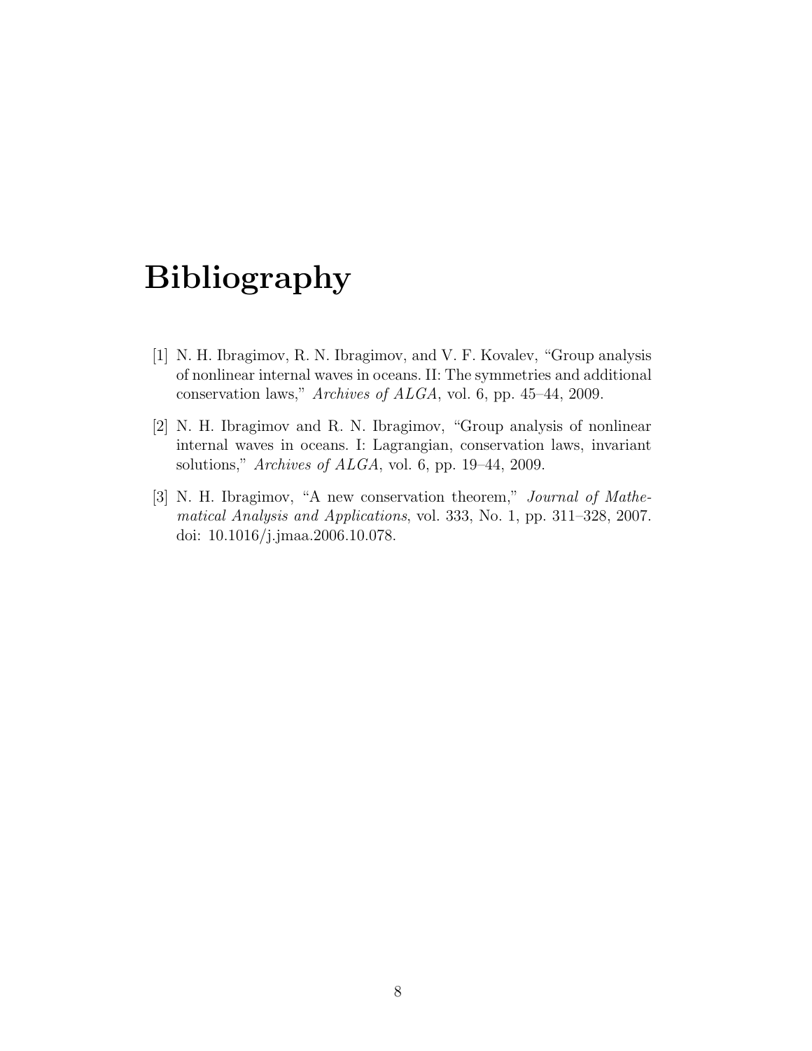# Bibliography

[1] N. H. Ibragimov, R. N. Ibragimov, and V. F. Kovalev, "Group analysis of nonlinear internal waves in oceans. II: The symmetries and additional conservation laws," *Archives of ALGA*, vol. 6, pp. 45–44, 2009.

[2] N. H. Ibragimov and R. N. Ibragimov, "Group analysis of nonlinear internal waves in oceans. I: Lagrangian, conservation laws, invariant solutions," *Archives of ALGA*, vol. 6, pp. 19–44, 2009.

[3] N. H. Ibragimov, "A new conservation theorem," *Journal of Mathematical Analysis and Applications*, vol. 333, No. 1, pp. 311–328, 2007. doi: 10.1016/j.jmaa.2006.10.078.